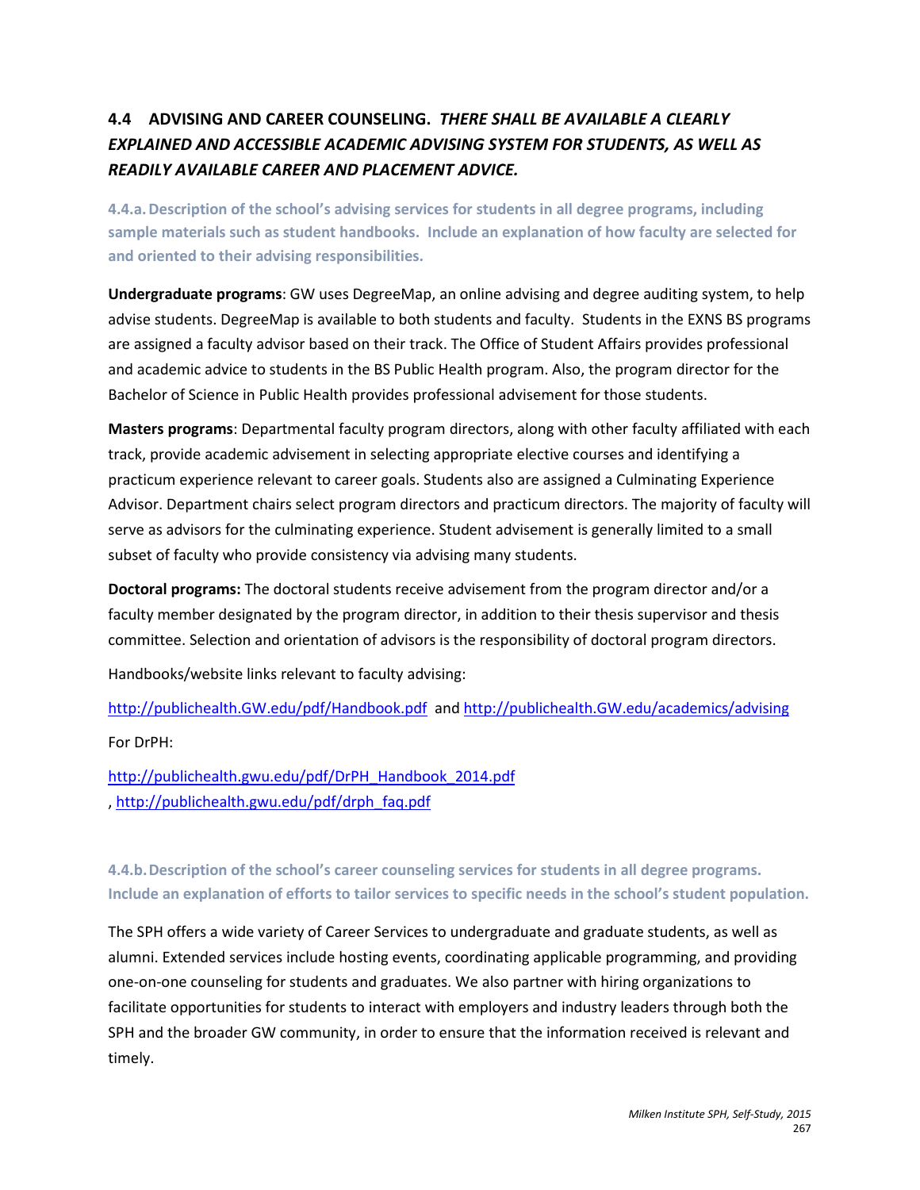## 4.4 ADVISING AND CAREER COUNSELING. *THERE SHALL BE AVAILABLE A CLEARLY EXPLAINED AND ACCESSIBLE ACADEMIC ADVISING SYSTEM FOR STUDENTS, AS WELL AS READILY AVAILABLE CAREER AND PLACEMENT ADVICE.*

### 4.4.a. Description of the school's advising services for students in all degree programs, including sample materials such as student handbooks. Include an explanation of how faculty are selected for and oriented to their advising responsibilities.

**Undergraduate programs**: GW uses DegreeMap, an online advising and degree auditing system, to help advise students. DegreeMap is available to both students and faculty. Students in the EXNS BS programs are assigned a faculty advisor based on their track. The Office of Student Affairs provides professional and academic advice to students in the BS Public Health program. Also, the program director for the Bachelor of Science in Public Health provides professional advisement for those students.

**Masters programs**: Departmental faculty program directors, along with other faculty affiliated with each track, provide academic advisement in selecting appropriate elective courses and identifying a practicum experience relevant to career goals. Students also are assigned a Culminating Experience Advisor. Department chairs select program directors and practicum directors. The majority of faculty will serve as advisors for the culminating experience. Student advisement is generally limited to a small subset of faculty who provide consistency via advising many students.

**Doctoral programs:** The doctoral students receive advisement from the program director and/or a faculty member designated by the program director, in addition to their thesis supervisor and thesis committee. Selection and orientation of advisors is the responsibility of doctoral program directors.

Handbooks/website links relevant to faculty advising:

http://publichealth.GW.edu/pdf/Handbook.pdf and http://publichealth.GW.edu/academics/advising

For DrPH:

http://publichealth.gwu.edu/pdf/DrPH_Handbook_2014.pdf
, http://publichealth.gwu.edu/pdf/drph_faq.pdf

### 4.4.b. Description of the school's career counseling services for students in all degree programs. Include an explanation of efforts to tailor services to specific needs in the school's student population.

The SPH offers a wide variety of Career Services to undergraduate and graduate students, as well as alumni. Extended services include hosting events, coordinating applicable programming, and providing one-on-one counseling for students and graduates. We also partner with hiring organizations to facilitate opportunities for students to interact with employers and industry leaders through both the SPH and the broader GW community, in order to ensure that the information received is relevant and timely.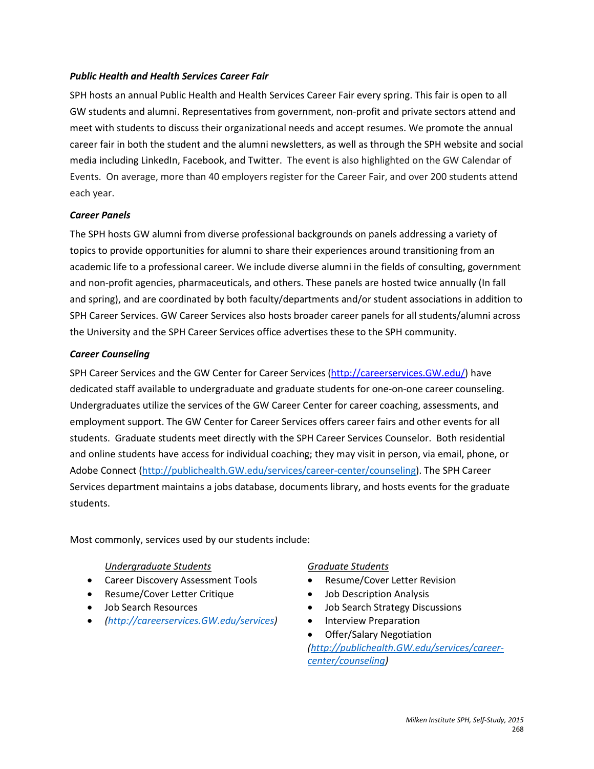***Public Health and Health Services Career Fair***

SPH hosts an annual Public Health and Health Services Career Fair every spring. This fair is open to all GW students and alumni. Representatives from government, non-profit and private sectors attend and meet with students to discuss their organizational needs and accept resumes. We promote the annual career fair in both the student and the alumni newsletters, as well as through the SPH website and social media including LinkedIn, Facebook, and Twitter. The event is also highlighted on the GW Calendar of Events. On average, more than 40 employers register for the Career Fair, and over 200 students attend each year.

***Career Panels***

The SPH hosts GW alumni from diverse professional backgrounds on panels addressing a variety of topics to provide opportunities for alumni to share their experiences around transitioning from an academic life to a professional career. We include diverse alumni in the fields of consulting, government and non-profit agencies, pharmaceuticals, and others. These panels are hosted twice annually (In fall and spring), and are coordinated by both faculty/departments and/or student associations in addition to SPH Career Services. GW Career Services also hosts broader career panels for all students/alumni across the University and the SPH Career Services office advertises these to the SPH community.

***Career Counseling***

SPH Career Services and the GW Center for Career Services (http://careerservices.GW.edu/) have dedicated staff available to undergraduate and graduate students for one-on-one career counseling. Undergraduates utilize the services of the GW Career Center for career coaching, assessments, and employment support. The GW Center for Career Services offers career fairs and other events for all students. Graduate students meet directly with the SPH Career Services Counselor. Both residential and online students have access for individual coaching; they may visit in person, via email, phone, or Adobe Connect (http://publichealth.GW.edu/services/career-center/counseling). The SPH Career Services department maintains a jobs database, documents library, and hosts events for the graduate students.

Most commonly, services used by our students include:

*Undergraduate Students*

- Career Discovery Assessment Tools
- Resume/Cover Letter Critique
- Job Search Resources
- *(http://careerservices.GW.edu/services)*

*Graduate Students*

- Resume/Cover Letter Revision
- Job Description Analysis
- Job Search Strategy Discussions
- Interview Preparation
- Offer/Salary Negotiation

*(http://publichealth.GW.edu/services/career-center/counseling)*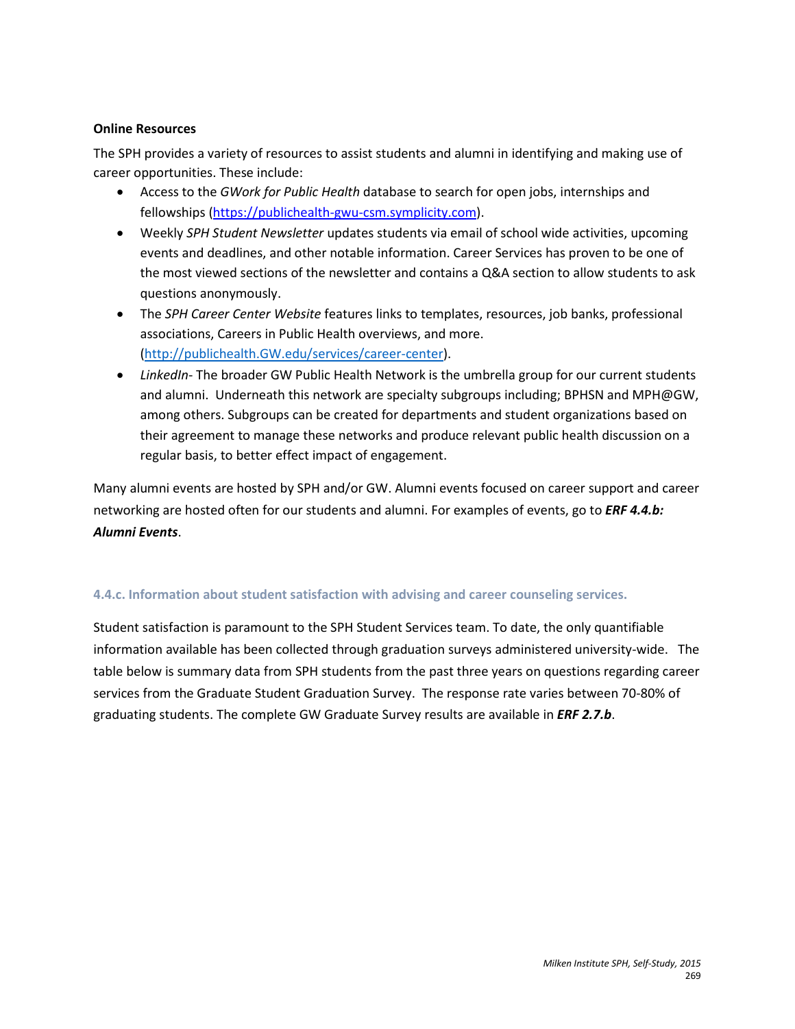**Online Resources**

The SPH provides a variety of resources to assist students and alumni in identifying and making use of career opportunities. These include:

- Access to the *GWork for Public Health* database to search for open jobs, internships and fellowships (https://publichealth-gwu-csm.symplicity.com).
- Weekly *SPH Student Newsletter* updates students via email of school wide activities, upcoming events and deadlines, and other notable information. Career Services has proven to be one of the most viewed sections of the newsletter and contains a Q&A section to allow students to ask questions anonymously.
- The *SPH Career Center Website* features links to templates, resources, job banks, professional associations, Careers in Public Health overviews, and more. (http://publichealth.GW.edu/services/career-center).
- *LinkedIn*- The broader GW Public Health Network is the umbrella group for our current students and alumni. Underneath this network are specialty subgroups including; BPHSN and MPH@GW, among others. Subgroups can be created for departments and student organizations based on their agreement to manage these networks and produce relevant public health discussion on a regular basis, to better effect impact of engagement.

Many alumni events are hosted by SPH and/or GW. Alumni events focused on career support and career networking are hosted often for our students and alumni. For examples of events, go to ***ERF 4.4.b: Alumni Events***.

### 4.4.c. Information about student satisfaction with advising and career counseling services.

Student satisfaction is paramount to the SPH Student Services team. To date, the only quantifiable information available has been collected through graduation surveys administered university-wide. The table below is summary data from SPH students from the past three years on questions regarding career services from the Graduate Student Graduation Survey. The response rate varies between 70-80% of graduating students. The complete GW Graduate Survey results are available in ***ERF 2.7.b***.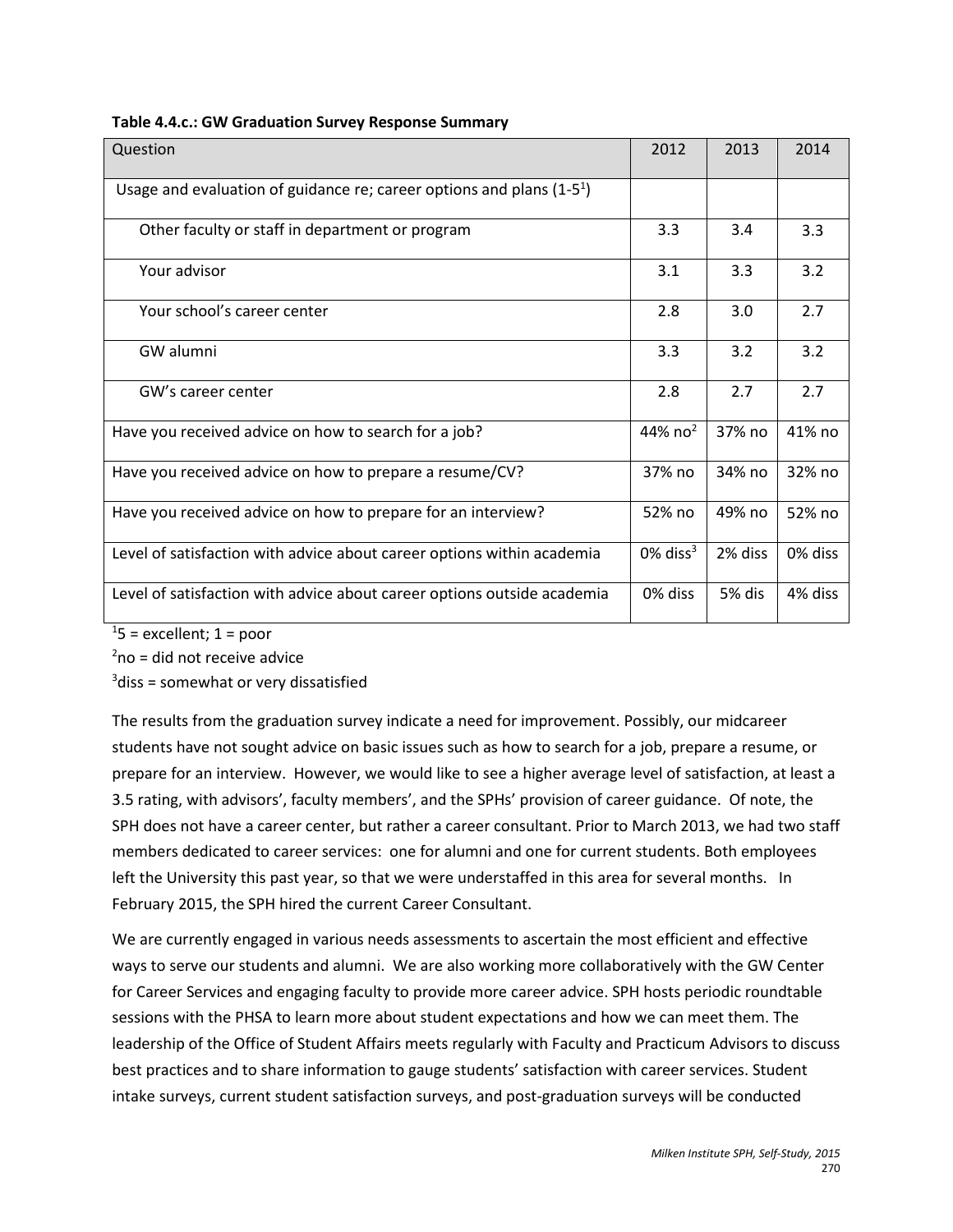**Table 4.4.c.: GW Graduation Survey Response Summary**

| Question | 2012 | 2013 | 2014 |
|---|---|---|---|
| Usage and evaluation of guidance re; career options and plans (1-5[1]) | | | |
| Other faculty or staff in department or program | 3.3 | 3.4 | 3.3 |
| Your advisor | 3.1 | 3.3 | 3.2 |
| Your school's career center | 2.8 | 3.0 | 2.7 |
| GW alumni | 3.3 | 3.2 | 3.2 |
| GW's career center | 2.8 | 2.7 | 2.7 |
| Have you received advice on how to search for a job? | 44% no[2] | 37% no | 41% no |
| Have you received advice on how to prepare a resume/CV? | 37% no | 34% no | 32% no |
| Have you received advice on how to prepare for an interview? | 52% no | 49% no | 52% no |
| Level of satisfaction with advice about career options within academia | 0% diss[3] | 2% diss | 0% diss |
| Level of satisfaction with advice about career options outside academia | 0% diss | 5% dis | 4% diss |

[1]5 = excellent; 1 = poor

[2]no = did not receive advice

[3]diss = somewhat or very dissatisfied

The results from the graduation survey indicate a need for improvement. Possibly, our midcareer students have not sought advice on basic issues such as how to search for a job, prepare a resume, or prepare for an interview. However, we would like to see a higher average level of satisfaction, at least a 3.5 rating, with advisors', faculty members', and the SPHs' provision of career guidance. Of note, the SPH does not have a career center, but rather a career consultant. Prior to March 2013, we had two staff members dedicated to career services: one for alumni and one for current students. Both employees left the University this past year, so that we were understaffed in this area for several months. In February 2015, the SPH hired the current Career Consultant.

We are currently engaged in various needs assessments to ascertain the most efficient and effective ways to serve our students and alumni. We are also working more collaboratively with the GW Center for Career Services and engaging faculty to provide more career advice. SPH hosts periodic roundtable sessions with the PHSA to learn more about student expectations and how we can meet them. The leadership of the Office of Student Affairs meets regularly with Faculty and Practicum Advisors to discuss best practices and to share information to gauge students' satisfaction with career services. Student intake surveys, current student satisfaction surveys, and post-graduation surveys will be conducted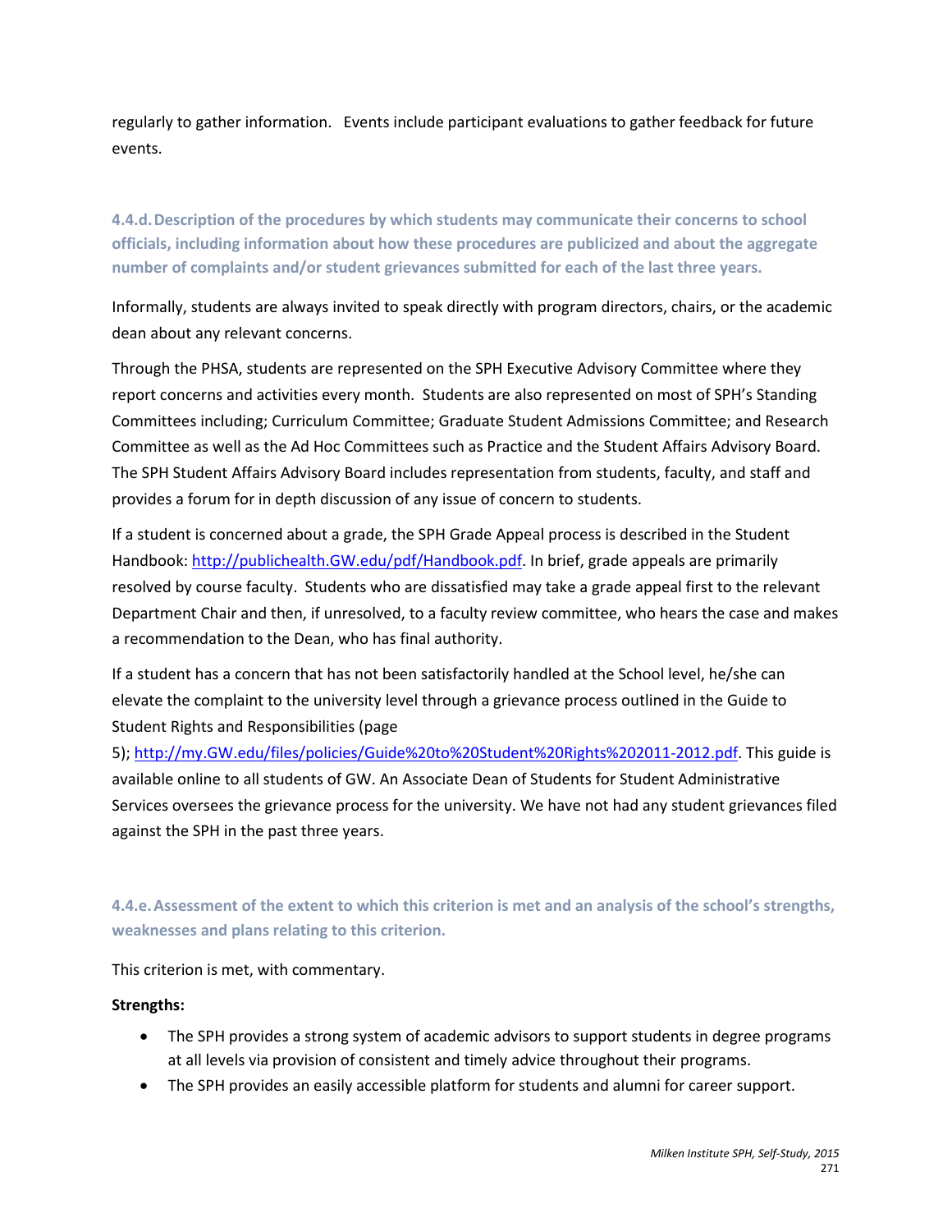regularly to gather information. Events include participant evaluations to gather feedback for future events.

### 4.4.d. Description of the procedures by which students may communicate their concerns to school officials, including information about how these procedures are publicized and about the aggregate number of complaints and/or student grievances submitted for each of the last three years.

Informally, students are always invited to speak directly with program directors, chairs, or the academic dean about any relevant concerns.

Through the PHSA, students are represented on the SPH Executive Advisory Committee where they report concerns and activities every month. Students are also represented on most of SPH's Standing Committees including; Curriculum Committee; Graduate Student Admissions Committee; and Research Committee as well as the Ad Hoc Committees such as Practice and the Student Affairs Advisory Board. The SPH Student Affairs Advisory Board includes representation from students, faculty, and staff and provides a forum for in depth discussion of any issue of concern to students.

If a student is concerned about a grade, the SPH Grade Appeal process is described in the Student Handbook: http://publichealth.GW.edu/pdf/Handbook.pdf. In brief, grade appeals are primarily resolved by course faculty. Students who are dissatisfied may take a grade appeal first to the relevant Department Chair and then, if unresolved, to a faculty review committee, who hears the case and makes a recommendation to the Dean, who has final authority.

If a student has a concern that has not been satisfactorily handled at the School level, he/she can elevate the complaint to the university level through a grievance process outlined in the Guide to Student Rights and Responsibilities (page 5); http://my.GW.edu/files/policies/Guide%20to%20Student%20Rights%202011-2012.pdf. This guide is available online to all students of GW. An Associate Dean of Students for Student Administrative Services oversees the grievance process for the university. We have not had any student grievances filed against the SPH in the past three years.

### 4.4.e. Assessment of the extent to which this criterion is met and an analysis of the school's strengths, weaknesses and plans relating to this criterion.

This criterion is met, with commentary.

**Strengths:**

- The SPH provides a strong system of academic advisors to support students in degree programs at all levels via provision of consistent and timely advice throughout their programs.
- The SPH provides an easily accessible platform for students and alumni for career support.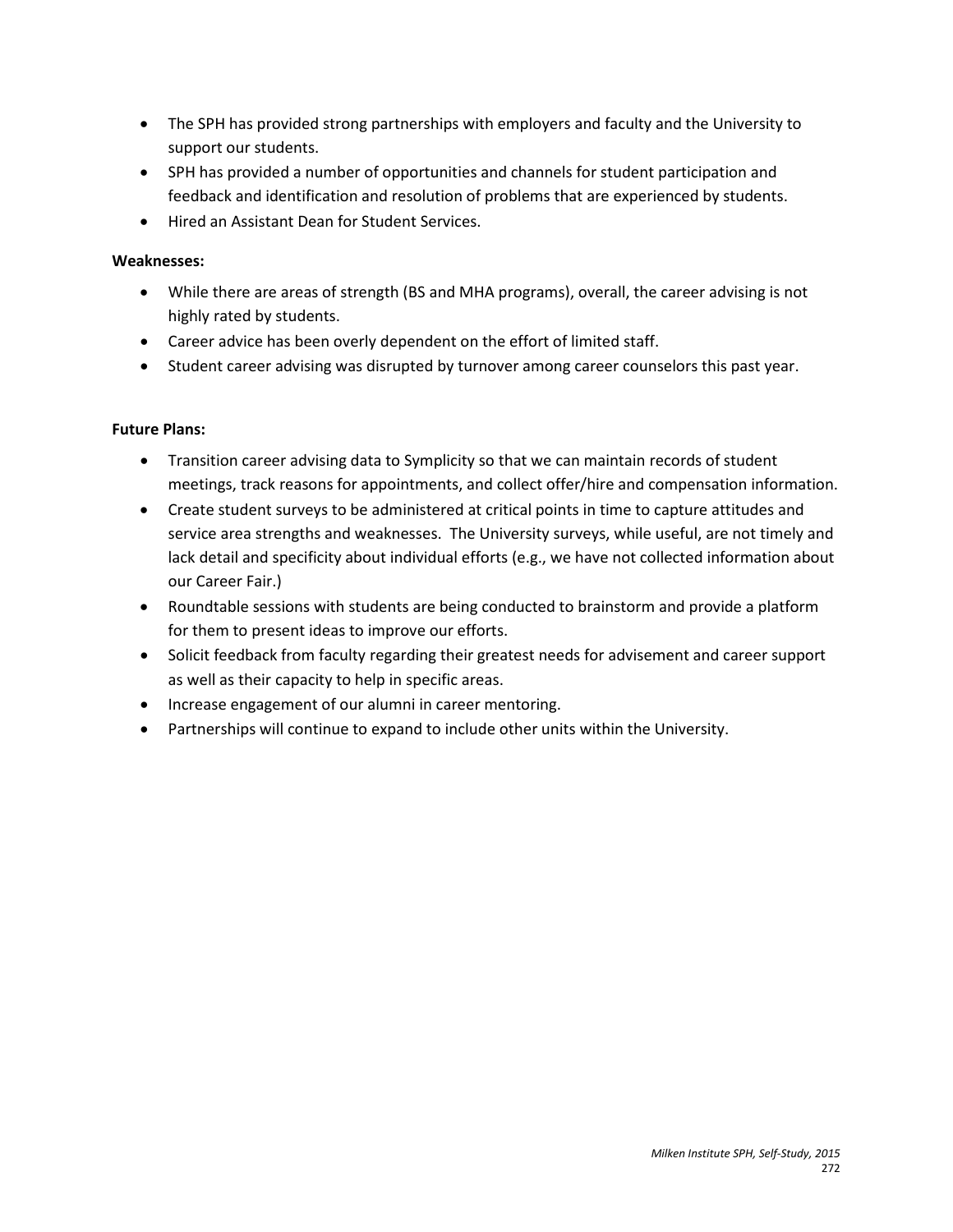- The SPH has provided strong partnerships with employers and faculty and the University to support our students.
- SPH has provided a number of opportunities and channels for student participation and feedback and identification and resolution of problems that are experienced by students.
- Hired an Assistant Dean for Student Services.

**Weaknesses:**

- While there are areas of strength (BS and MHA programs), overall, the career advising is not highly rated by students.
- Career advice has been overly dependent on the effort of limited staff.
- Student career advising was disrupted by turnover among career counselors this past year.

**Future Plans:**

- Transition career advising data to Symplicity so that we can maintain records of student meetings, track reasons for appointments, and collect offer/hire and compensation information.
- Create student surveys to be administered at critical points in time to capture attitudes and service area strengths and weaknesses. The University surveys, while useful, are not timely and lack detail and specificity about individual efforts (e.g., we have not collected information about our Career Fair.)
- Roundtable sessions with students are being conducted to brainstorm and provide a platform for them to present ideas to improve our efforts.
- Solicit feedback from faculty regarding their greatest needs for advisement and career support as well as their capacity to help in specific areas.
- Increase engagement of our alumni in career mentoring.
- Partnerships will continue to expand to include other units within the University.